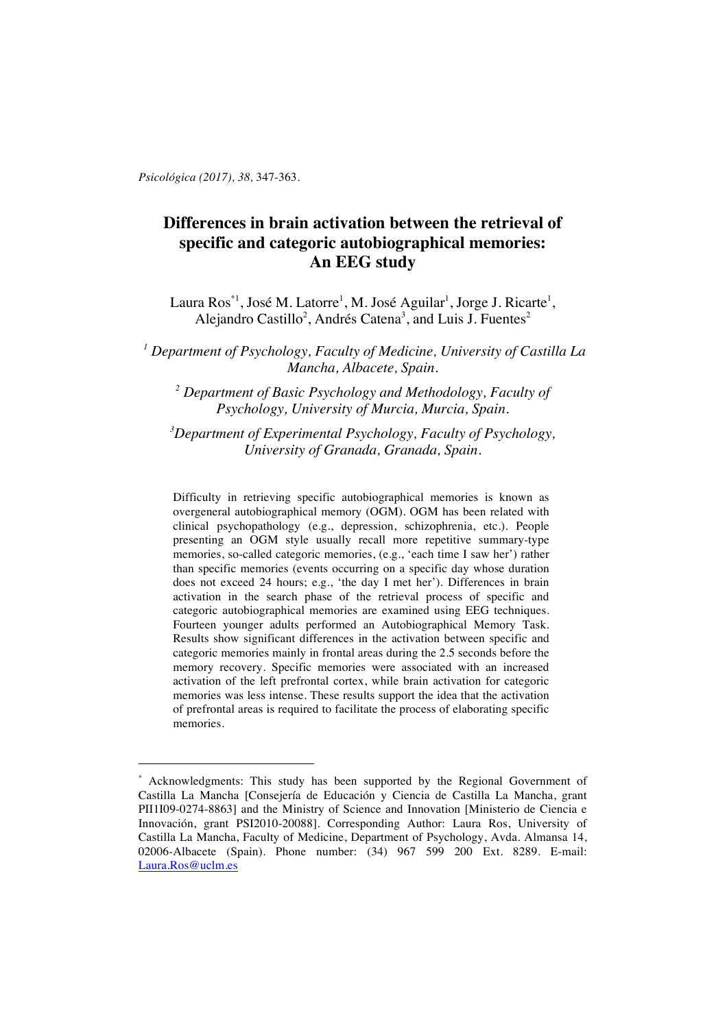*Psicológica (2017), 38,* 347-363.

# Differences in brain activation between the retrieval of specific and categoric autobiographical memories: An EEG study

Laura Ros[*1], José M. Latorre[1], M. José Aguilar[1], Jorge J. Ricarte[1], Alejandro Castillo[2], Andrés Catena[3], and Luis J. Fuentes[2]

*[1] Department of Psychology, Faculty of Medicine, University of Castilla La Mancha, Albacete, Spain.*

*[2] Department of Basic Psychology and Methodology, Faculty of Psychology, University of Murcia, Murcia, Spain.*

*[3]Department of Experimental Psychology, Faculty of Psychology, University of Granada, Granada, Spain.*

Difficulty in retrieving specific autobiographical memories is known as overgeneral autobiographical memory (OGM). OGM has been related with clinical psychopathology (e.g., depression, schizophrenia, etc.). People presenting an OGM style usually recall more repetitive summary-type memories, so-called categoric memories, (e.g., 'each time I saw her') rather than specific memories (events occurring on a specific day whose duration does not exceed 24 hours; e.g., 'the day I met her'). Differences in brain activation in the search phase of the retrieval process of specific and categoric autobiographical memories are examined using EEG techniques. Fourteen younger adults performed an Autobiographical Memory Task. Results show significant differences in the activation between specific and categoric memories mainly in frontal areas during the 2.5 seconds before the memory recovery. Specific memories were associated with an increased activation of the left prefrontal cortex, while brain activation for categoric memories was less intense. These results support the idea that the activation of prefrontal areas is required to facilitate the process of elaborating specific memories.

---

[*] Acknowledgments: This study has been supported by the Regional Government of Castilla La Mancha [Consejería de Educación y Ciencia de Castilla La Mancha, grant PII1I09-0274-8863] and the Ministry of Science and Innovation [Ministerio de Ciencia e Innovación, grant PSI2010-20088]. Corresponding Author: Laura Ros, University of Castilla La Mancha, Faculty of Medicine, Department of Psychology, Avda. Almansa 14, 02006-Albacete (Spain). Phone number: (34) 967 599 200 Ext. 8289. E-mail: Laura.Ros@uclm.es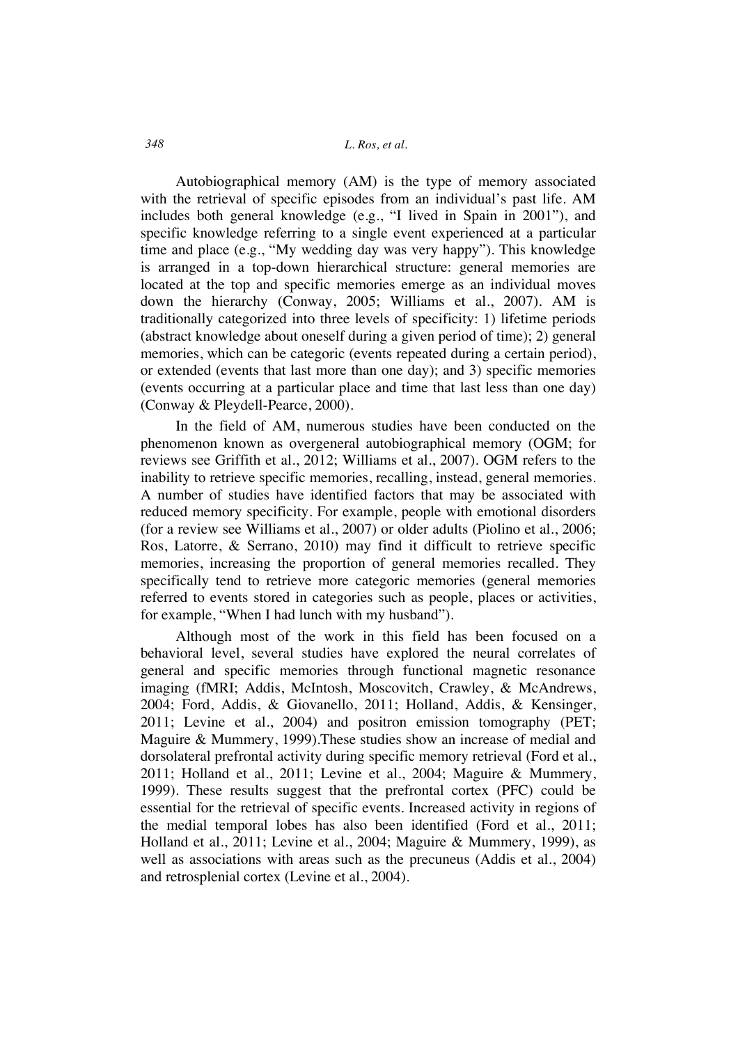Autobiographical memory (AM) is the type of memory associated with the retrieval of specific episodes from an individual's past life. AM includes both general knowledge (e.g., "I lived in Spain in 2001"), and specific knowledge referring to a single event experienced at a particular time and place (e.g., "My wedding day was very happy"). This knowledge is arranged in a top-down hierarchical structure: general memories are located at the top and specific memories emerge as an individual moves down the hierarchy (Conway, 2005; Williams et al., 2007). AM is traditionally categorized into three levels of specificity: 1) lifetime periods (abstract knowledge about oneself during a given period of time); 2) general memories, which can be categoric (events repeated during a certain period), or extended (events that last more than one day); and 3) specific memories (events occurring at a particular place and time that last less than one day) (Conway & Pleydell-Pearce, 2000).

In the field of AM, numerous studies have been conducted on the phenomenon known as overgeneral autobiographical memory (OGM; for reviews see Griffith et al., 2012; Williams et al., 2007). OGM refers to the inability to retrieve specific memories, recalling, instead, general memories. A number of studies have identified factors that may be associated with reduced memory specificity. For example, people with emotional disorders (for a review see Williams et al., 2007) or older adults (Piolino et al., 2006; Ros, Latorre, & Serrano, 2010) may find it difficult to retrieve specific memories, increasing the proportion of general memories recalled. They specifically tend to retrieve more categoric memories (general memories referred to events stored in categories such as people, places or activities, for example, "When I had lunch with my husband").

Although most of the work in this field has been focused on a behavioral level, several studies have explored the neural correlates of general and specific memories through functional magnetic resonance imaging (fMRI; Addis, McIntosh, Moscovitch, Crawley, & McAndrews, 2004; Ford, Addis, & Giovanello, 2011; Holland, Addis, & Kensinger, 2011; Levine et al., 2004) and positron emission tomography (PET; Maguire & Mummery, 1999).These studies show an increase of medial and dorsolateral prefrontal activity during specific memory retrieval (Ford et al., 2011; Holland et al., 2011; Levine et al., 2004; Maguire & Mummery, 1999). These results suggest that the prefrontal cortex (PFC) could be essential for the retrieval of specific events. Increased activity in regions of the medial temporal lobes has also been identified (Ford et al., 2011; Holland et al., 2011; Levine et al., 2004; Maguire & Mummery, 1999), as well as associations with areas such as the precuneus (Addis et al., 2004) and retrosplenial cortex (Levine et al., 2004).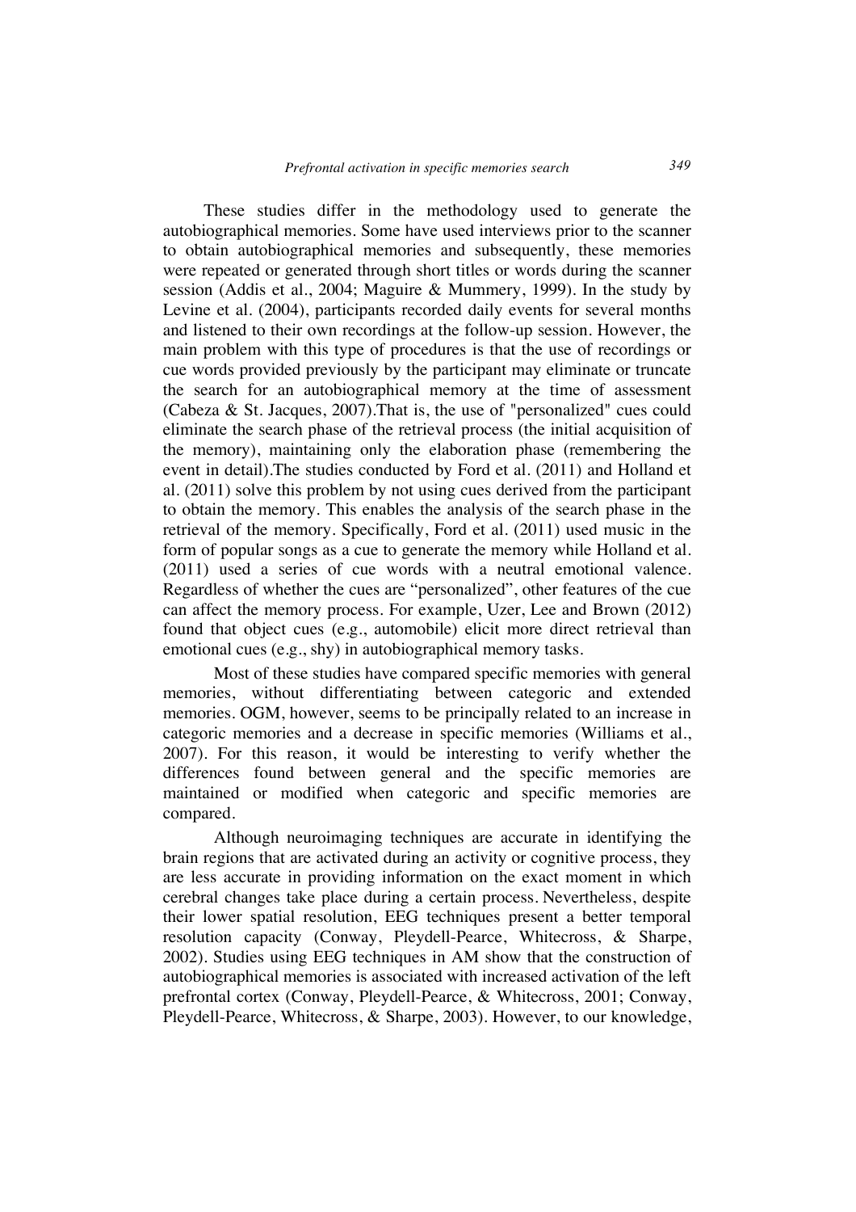These studies differ in the methodology used to generate the autobiographical memories. Some have used interviews prior to the scanner to obtain autobiographical memories and subsequently, these memories were repeated or generated through short titles or words during the scanner session (Addis et al., 2004; Maguire & Mummery, 1999). In the study by Levine et al. (2004), participants recorded daily events for several months and listened to their own recordings at the follow-up session. However, the main problem with this type of procedures is that the use of recordings or cue words provided previously by the participant may eliminate or truncate the search for an autobiographical memory at the time of assessment (Cabeza & St. Jacques, 2007).That is, the use of "personalized" cues could eliminate the search phase of the retrieval process (the initial acquisition of the memory), maintaining only the elaboration phase (remembering the event in detail).The studies conducted by Ford et al. (2011) and Holland et al. (2011) solve this problem by not using cues derived from the participant to obtain the memory. This enables the analysis of the search phase in the retrieval of the memory. Specifically, Ford et al. (2011) used music in the form of popular songs as a cue to generate the memory while Holland et al. (2011) used a series of cue words with a neutral emotional valence. Regardless of whether the cues are "personalized", other features of the cue can affect the memory process. For example, Uzer, Lee and Brown (2012) found that object cues (e.g., automobile) elicit more direct retrieval than emotional cues (e.g., shy) in autobiographical memory tasks.

Most of these studies have compared specific memories with general memories, without differentiating between categoric and extended memories. OGM, however, seems to be principally related to an increase in categoric memories and a decrease in specific memories (Williams et al., 2007). For this reason, it would be interesting to verify whether the differences found between general and the specific memories are maintained or modified when categoric and specific memories are compared.

Although neuroimaging techniques are accurate in identifying the brain regions that are activated during an activity or cognitive process, they are less accurate in providing information on the exact moment in which cerebral changes take place during a certain process. Nevertheless, despite their lower spatial resolution, EEG techniques present a better temporal resolution capacity (Conway, Pleydell-Pearce, Whitecross, & Sharpe, 2002). Studies using EEG techniques in AM show that the construction of autobiographical memories is associated with increased activation of the left prefrontal cortex (Conway, Pleydell-Pearce, & Whitecross, 2001; Conway, Pleydell-Pearce, Whitecross, & Sharpe, 2003). However, to our knowledge,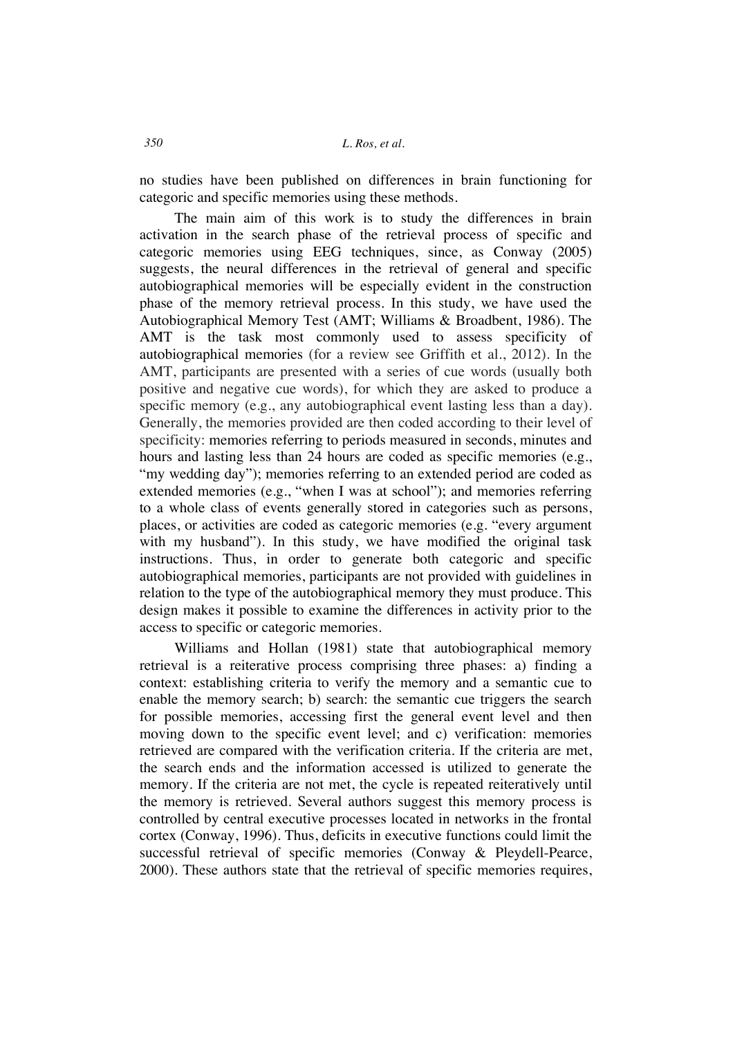no studies have been published on differences in brain functioning for categoric and specific memories using these methods.

The main aim of this work is to study the differences in brain activation in the search phase of the retrieval process of specific and categoric memories using EEG techniques, since, as Conway (2005) suggests, the neural differences in the retrieval of general and specific autobiographical memories will be especially evident in the construction phase of the memory retrieval process. In this study, we have used the Autobiographical Memory Test (AMT; Williams & Broadbent, 1986). The AMT is the task most commonly used to assess specificity of autobiographical memories (for a review see Griffith et al., 2012). In the AMT, participants are presented with a series of cue words (usually both positive and negative cue words), for which they are asked to produce a specific memory (e.g., any autobiographical event lasting less than a day). Generally, the memories provided are then coded according to their level of specificity: memories referring to periods measured in seconds, minutes and hours and lasting less than 24 hours are coded as specific memories (e.g., "my wedding day"); memories referring to an extended period are coded as extended memories (e.g., "when I was at school"); and memories referring to a whole class of events generally stored in categories such as persons, places, or activities are coded as categoric memories (e.g. "every argument with my husband"). In this study, we have modified the original task instructions. Thus, in order to generate both categoric and specific autobiographical memories, participants are not provided with guidelines in relation to the type of the autobiographical memory they must produce. This design makes it possible to examine the differences in activity prior to the access to specific or categoric memories.

Williams and Hollan (1981) state that autobiographical memory retrieval is a reiterative process comprising three phases: a) finding a context: establishing criteria to verify the memory and a semantic cue to enable the memory search; b) search: the semantic cue triggers the search for possible memories, accessing first the general event level and then moving down to the specific event level; and c) verification: memories retrieved are compared with the verification criteria. If the criteria are met, the search ends and the information accessed is utilized to generate the memory. If the criteria are not met, the cycle is repeated reiteratively until the memory is retrieved. Several authors suggest this memory process is controlled by central executive processes located in networks in the frontal cortex (Conway, 1996). Thus, deficits in executive functions could limit the successful retrieval of specific memories (Conway & Pleydell-Pearce, 2000). These authors state that the retrieval of specific memories requires,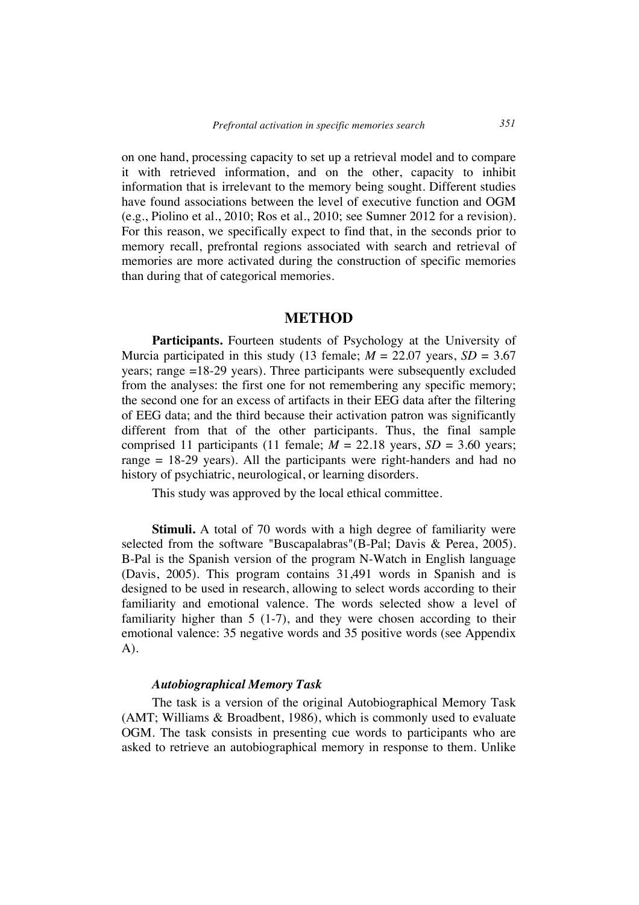on one hand, processing capacity to set up a retrieval model and to compare it with retrieved information, and on the other, capacity to inhibit information that is irrelevant to the memory being sought. Different studies have found associations between the level of executive function and OGM (e.g., Piolino et al., 2010; Ros et al., 2010; see Sumner 2012 for a revision). For this reason, we specifically expect to find that, in the seconds prior to memory recall, prefrontal regions associated with search and retrieval of memories are more activated during the construction of specific memories than during that of categorical memories.

## METHOD

**Participants.** Fourteen students of Psychology at the University of Murcia participated in this study (13 female; $M$ = 22.07 years, $SD$ = 3.67 years; range =18-29 years). Three participants were subsequently excluded from the analyses: the first one for not remembering any specific memory; the second one for an excess of artifacts in their EEG data after the filtering of EEG data; and the third because their activation patron was significantly different from that of the other participants. Thus, the final sample comprised 11 participants (11 female; $M$ = 22.18 years, $SD$ = 3.60 years; range = 18-29 years). All the participants were right-handers and had no history of psychiatric, neurological, or learning disorders.

This study was approved by the local ethical committee.

**Stimuli.** A total of 70 words with a high degree of familiarity were selected from the software "Buscapalabras"(B-Pal; Davis & Perea, 2005). B-Pal is the Spanish version of the program N-Watch in English language (Davis, 2005). This program contains 31,491 words in Spanish and is designed to be used in research, allowing to select words according to their familiarity and emotional valence. The words selected show a level of familiarity higher than 5 (1-7), and they were chosen according to their emotional valence: 35 negative words and 35 positive words (see Appendix A).

***Autobiographical Memory Task***

The task is a version of the original Autobiographical Memory Task (AMT; Williams & Broadbent, 1986), which is commonly used to evaluate OGM. The task consists in presenting cue words to participants who are asked to retrieve an autobiographical memory in response to them. Unlike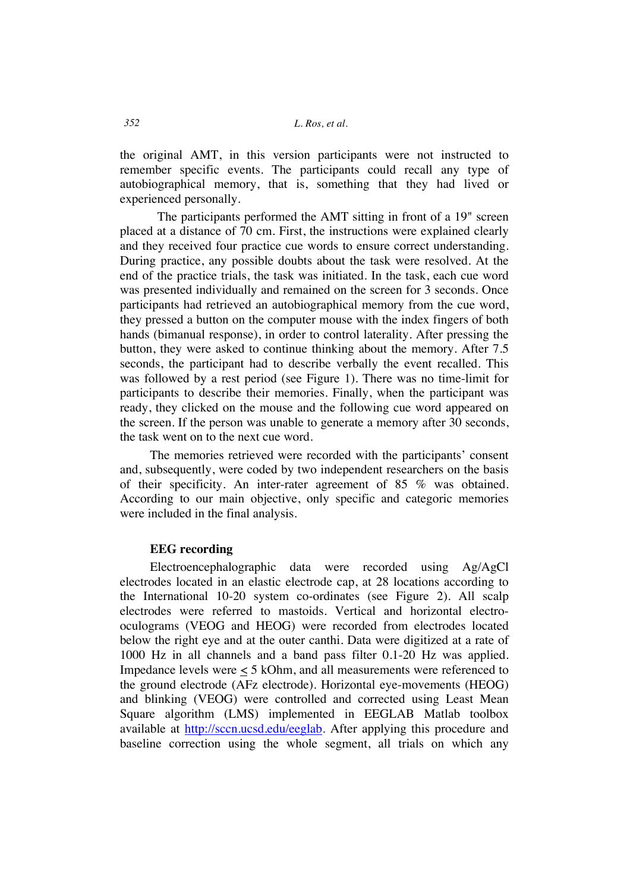the original AMT, in this version participants were not instructed to remember specific events. The participants could recall any type of autobiographical memory, that is, something that they had lived or experienced personally.

The participants performed the AMT sitting in front of a 19" screen placed at a distance of 70 cm. First, the instructions were explained clearly and they received four practice cue words to ensure correct understanding. During practice, any possible doubts about the task were resolved. At the end of the practice trials, the task was initiated. In the task, each cue word was presented individually and remained on the screen for 3 seconds. Once participants had retrieved an autobiographical memory from the cue word, they pressed a button on the computer mouse with the index fingers of both hands (bimanual response), in order to control laterality. After pressing the button, they were asked to continue thinking about the memory. After 7.5 seconds, the participant had to describe verbally the event recalled. This was followed by a rest period (see Figure 1). There was no time-limit for participants to describe their memories. Finally, when the participant was ready, they clicked on the mouse and the following cue word appeared on the screen. If the person was unable to generate a memory after 30 seconds, the task went on to the next cue word.

The memories retrieved were recorded with the participants' consent and, subsequently, were coded by two independent researchers on the basis of their specificity. An inter-rater agreement of 85 % was obtained. According to our main objective, only specific and categoric memories were included in the final analysis.

### EEG recording

Electroencephalographic data were recorded using Ag/AgCl electrodes located in an elastic electrode cap, at 28 locations according to the International 10-20 system co-ordinates (see Figure 2). All scalp electrodes were referred to mastoids. Vertical and horizontal electro-oculograms (VEOG and HEOG) were recorded from electrodes located below the right eye and at the outer canthi. Data were digitized at a rate of 1000 Hz in all channels and a band pass filter 0.1-20 Hz was applied. Impedance levels were $\leq$ 5 kOhm, and all measurements were referenced to the ground electrode (AFz electrode). Horizontal eye-movements (HEOG) and blinking (VEOG) were controlled and corrected using Least Mean Square algorithm (LMS) implemented in EEGLAB Matlab toolbox available at http://sccn.ucsd.edu/eeglab. After applying this procedure and baseline correction using the whole segment, all trials on which any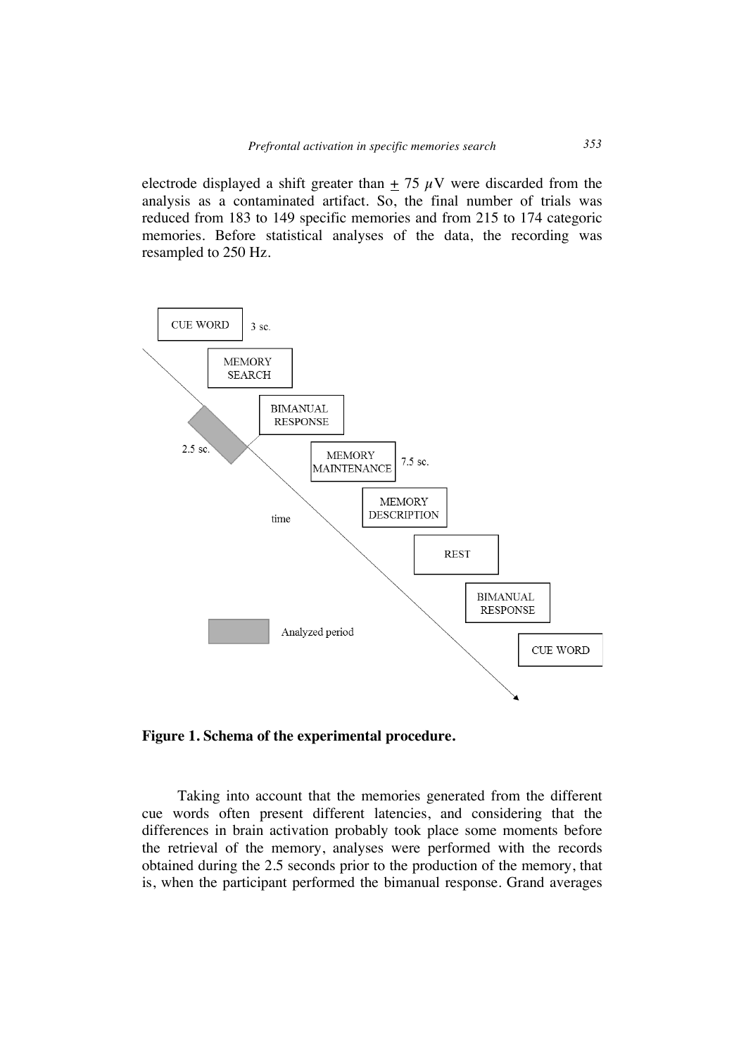electrode displayed a shift greater than $\pm$ 75 $\mu$V were discarded from the analysis as a contaminated artifact. So, the final number of trials was reduced from 183 to 149 specific memories and from 215 to 174 categoric memories. Before statistical analyses of the data, the recording was resampled to 250 Hz.

**Figure 1. Schema of the experimental procedure.**

Taking into account that the memories generated from the different cue words often present different latencies, and considering that the differences in brain activation probably took place some moments before the retrieval of the memory, analyses were performed with the records obtained during the 2.5 seconds prior to the production of the memory, that is, when the participant performed the bimanual response. Grand averages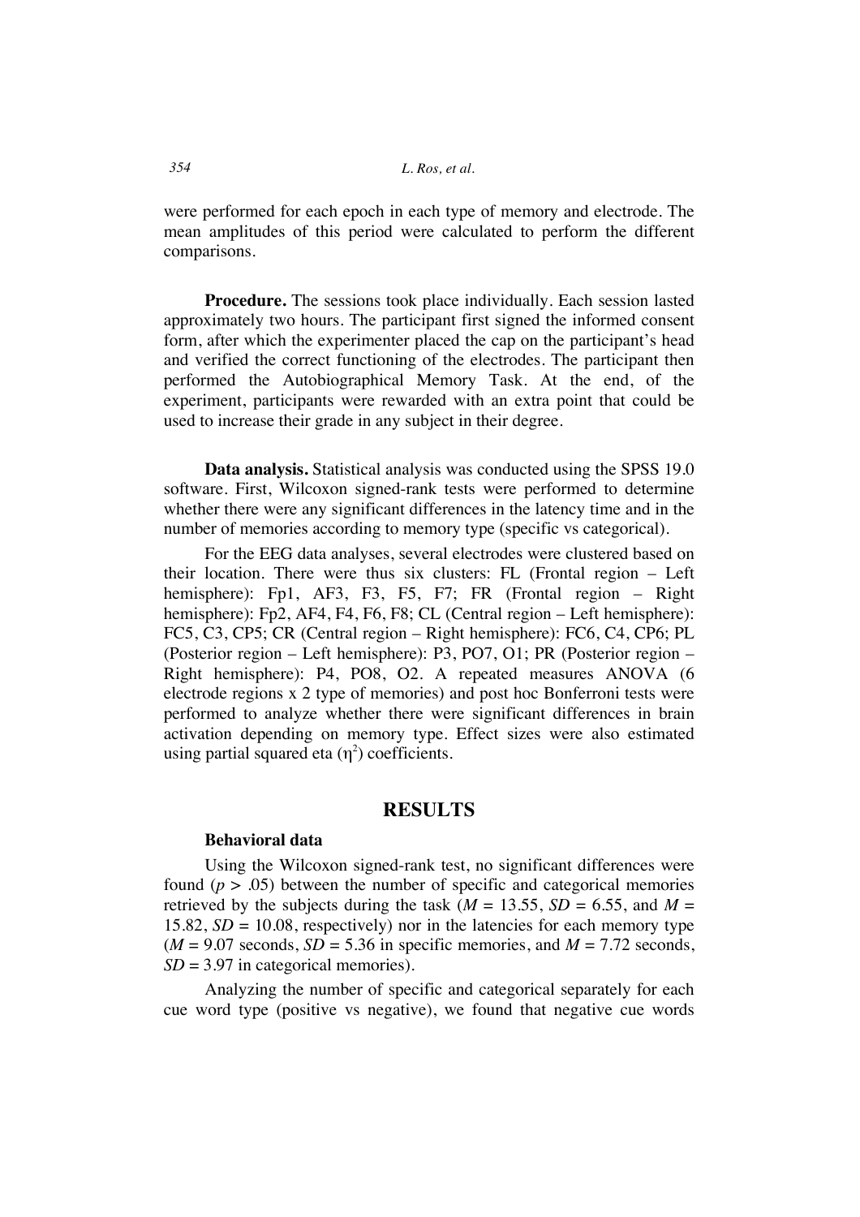were performed for each epoch in each type of memory and electrode. The mean amplitudes of this period were calculated to perform the different comparisons.

**Procedure.** The sessions took place individually. Each session lasted approximately two hours. The participant first signed the informed consent form, after which the experimenter placed the cap on the participant's head and verified the correct functioning of the electrodes. The participant then performed the Autobiographical Memory Task. At the end, of the experiment, participants were rewarded with an extra point that could be used to increase their grade in any subject in their degree.

**Data analysis.** Statistical analysis was conducted using the SPSS 19.0 software. First, Wilcoxon signed-rank tests were performed to determine whether there were any significant differences in the latency time and in the number of memories according to memory type (specific vs categorical).

For the EEG data analyses, several electrodes were clustered based on their location. There were thus six clusters: FL (Frontal region – Left hemisphere): Fp1, AF3, F3, F5, F7; FR (Frontal region – Right hemisphere): Fp2, AF4, F4, F6, F8; CL (Central region – Left hemisphere): FC5, C3, CP5; CR (Central region – Right hemisphere): FC6, C4, CP6; PL (Posterior region – Left hemisphere): P3, PO7, O1; PR (Posterior region – Right hemisphere): P4, PO8, O2. A repeated measures ANOVA (6 electrode regions x 2 type of memories) and post hoc Bonferroni tests were performed to analyze whether there were significant differences in brain activation depending on memory type. Effect sizes were also estimated using partial squared eta ($\eta^2$) coefficients.

## RESULTS

### Behavioral data

Using the Wilcoxon signed-rank test, no significant differences were found ($p > .05$) between the number of specific and categorical memories retrieved by the subjects during the task ($M$ = 13.55, $SD$ = 6.55, and $M$ = 15.82, $SD$ = 10.08, respectively) nor in the latencies for each memory type ($M$ = 9.07 seconds, $SD$ = 5.36 in specific memories, and $M$ = 7.72 seconds, $SD$ = 3.97 in categorical memories).

Analyzing the number of specific and categorical separately for each cue word type (positive vs negative), we found that negative cue words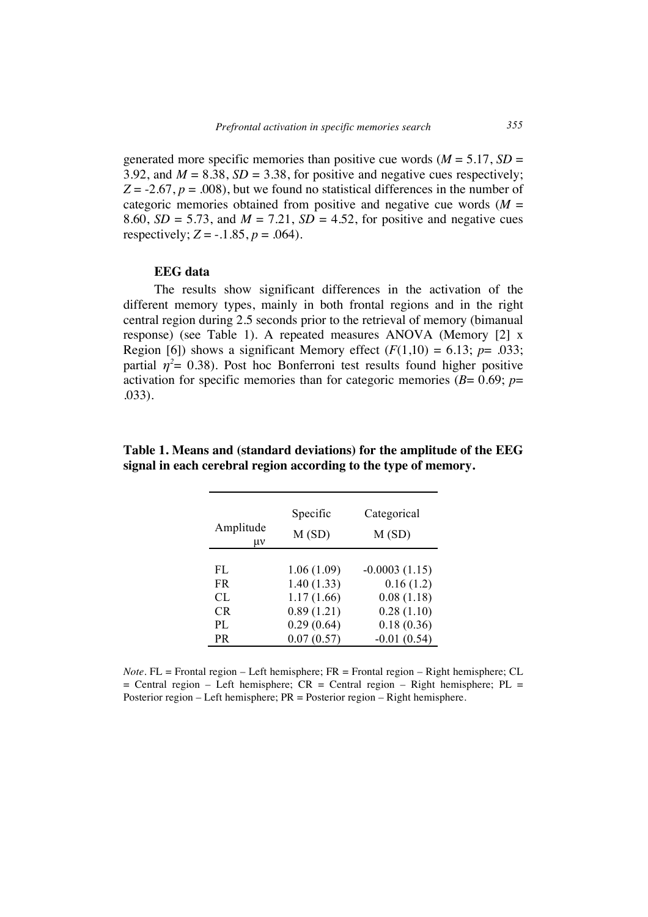generated more specific memories than positive cue words ($M$ = 5.17, $SD$ = 3.92, and $M$ = 8.38, $SD$ = 3.38, for positive and negative cues respectively; $Z$ = -2.67, $p$ = .008), but we found no statistical differences in the number of categoric memories obtained from positive and negative cue words ($M$ = 8.60, $SD$ = 5.73, and $M$ = 7.21, $SD$ = 4.52, for positive and negative cues respectively; $Z$ = -.1.85, $p$ = .064).

**EEG data**

The results show significant differences in the activation of the different memory types, mainly in both frontal regions and in the right central region during 2.5 seconds prior to the retrieval of memory (bimanual response) (see Table 1). A repeated measures ANOVA (Memory [2] x Region [6]) shows a significant Memory effect ($F(1,10)$ = 6.13; $p$= .033; partial $\eta^2$= 0.38). Post hoc Bonferroni test results found higher positive activation for specific memories than for categoric memories ($B$= 0.69; $p$= .033).

**Table 1. Means and (standard deviations) for the amplitude of the EEG signal in each cerebral region according to the type of memory.**

| Amplitude μv | Specific M (SD) | Categorical M (SD) |
|---|---|---|
| FL | 1.06 (1.09) | -0.0003 (1.15) |
| FR | 1.40 (1.33) | 0.16 (1.2) |
| CL | 1.17 (1.66) | 0.08 (1.18) |
| CR | 0.89 (1.21) | 0.28 (1.10) |
| PL | 0.29 (0.64) | 0.18 (0.36) |
| PR | 0.07 (0.57) | -0.01 (0.54) |

*Note*. FL = Frontal region – Left hemisphere; FR = Frontal region – Right hemisphere; CL = Central region – Left hemisphere; CR = Central region – Right hemisphere; PL = Posterior region – Left hemisphere; PR = Posterior region – Right hemisphere.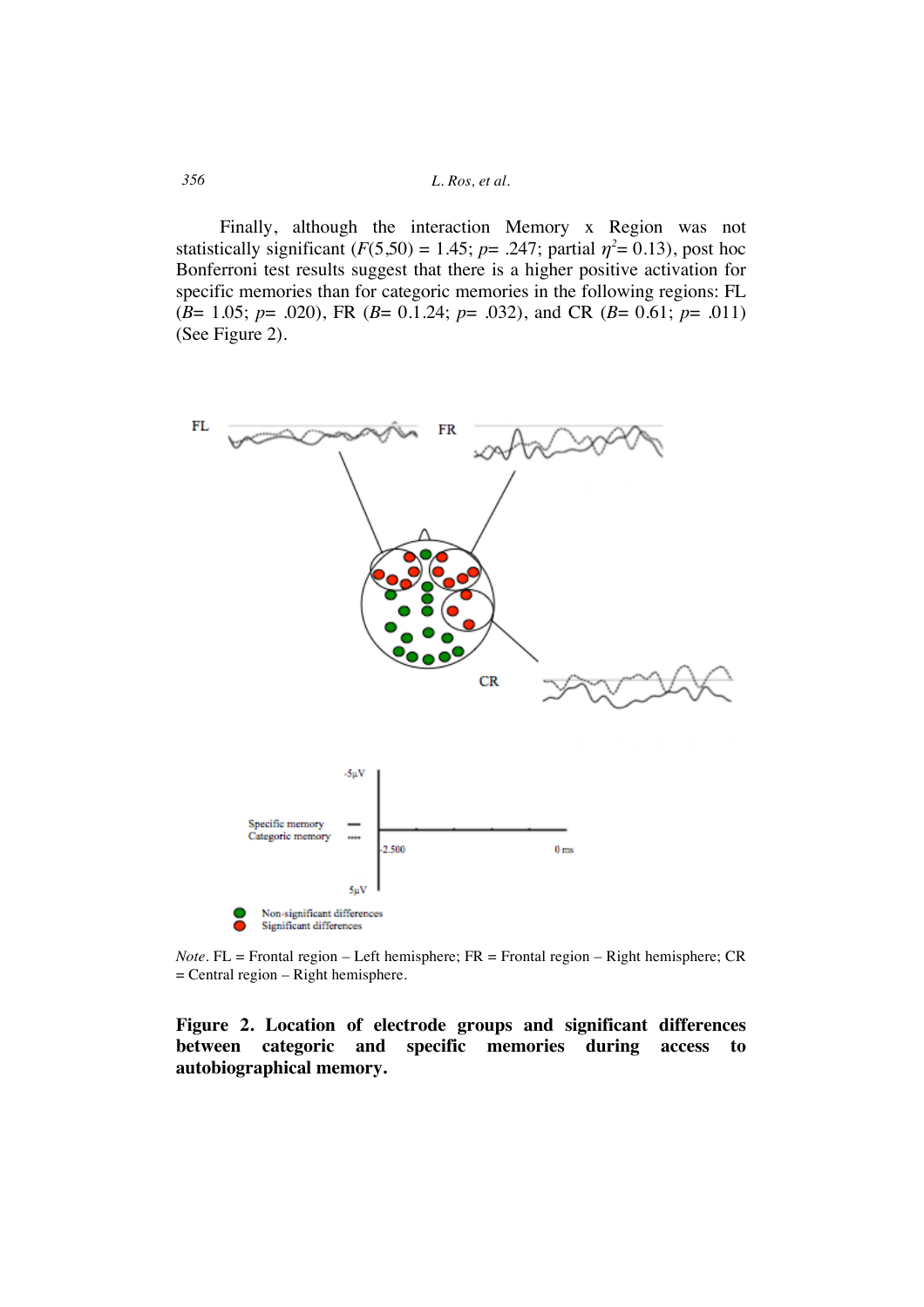Finally, although the interaction Memory x Region was not statistically significant ($F(5,50) = 1.45$; $p= .247$; partial $\eta^2= 0.13$), post hoc Bonferroni test results suggest that there is a higher positive activation for specific memories than for categoric memories in the following regions: FL ($B= 1.05$; $p= .020$), FR ($B= 0.1.24$; $p= .032$), and CR ($B= 0.61$; $p= .011$) (See Figure 2).

*Note*. FL = Frontal region – Left hemisphere; FR = Frontal region – Right hemisphere; CR = Central region – Right hemisphere.

**Figure 2. Location of electrode groups and significant differences between categoric and specific memories during access to autobiographical memory.**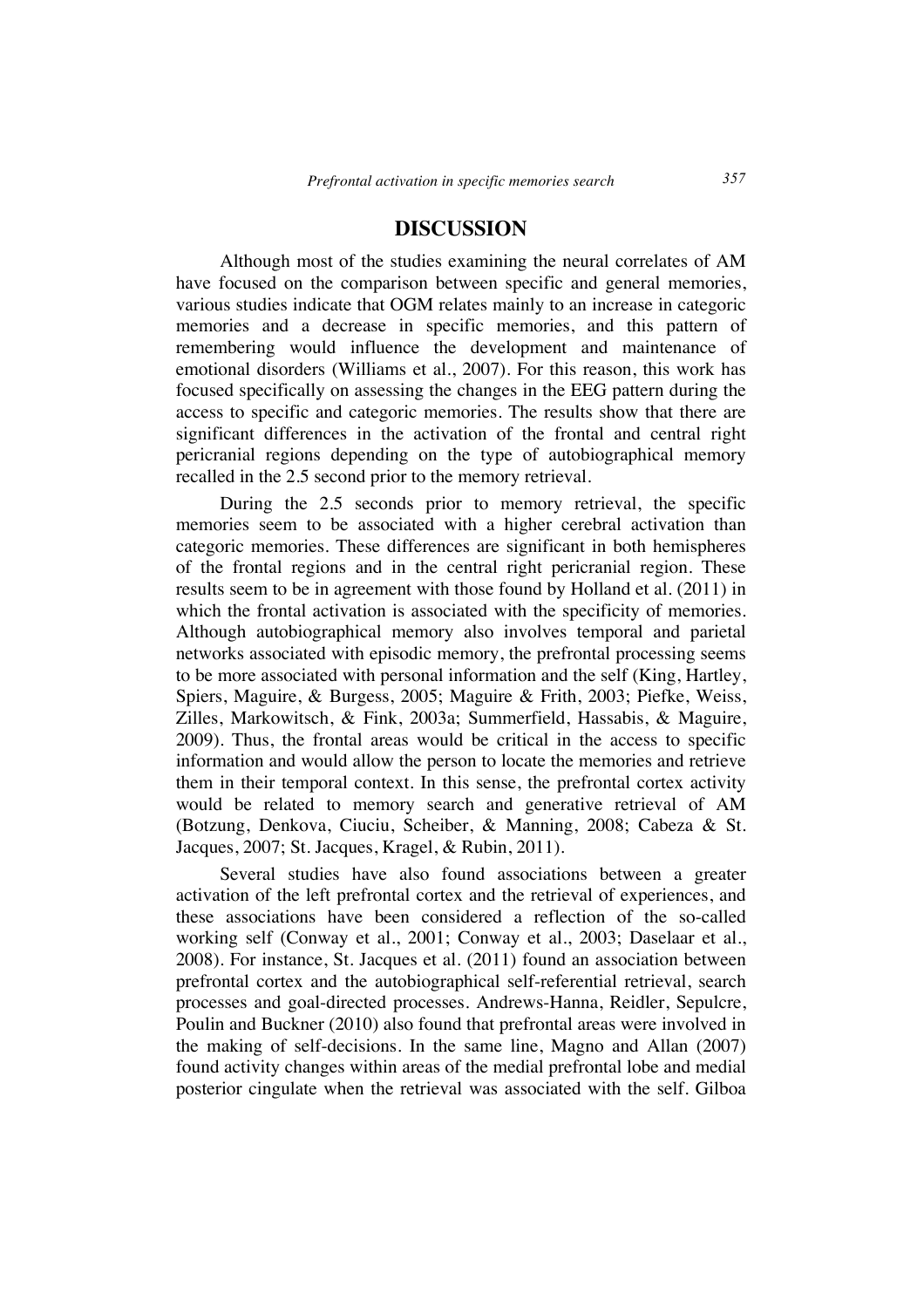## DISCUSSION

Although most of the studies examining the neural correlates of AM have focused on the comparison between specific and general memories, various studies indicate that OGM relates mainly to an increase in categoric memories and a decrease in specific memories, and this pattern of remembering would influence the development and maintenance of emotional disorders (Williams et al., 2007). For this reason, this work has focused specifically on assessing the changes in the EEG pattern during the access to specific and categoric memories. The results show that there are significant differences in the activation of the frontal and central right pericranial regions depending on the type of autobiographical memory recalled in the 2.5 second prior to the memory retrieval.

During the 2.5 seconds prior to memory retrieval, the specific memories seem to be associated with a higher cerebral activation than categoric memories. These differences are significant in both hemispheres of the frontal regions and in the central right pericranial region. These results seem to be in agreement with those found by Holland et al. (2011) in which the frontal activation is associated with the specificity of memories. Although autobiographical memory also involves temporal and parietal networks associated with episodic memory, the prefrontal processing seems to be more associated with personal information and the self (King, Hartley, Spiers, Maguire, & Burgess, 2005; Maguire & Frith, 2003; Piefke, Weiss, Zilles, Markowitsch, & Fink, 2003a; Summerfield, Hassabis, & Maguire, 2009). Thus, the frontal areas would be critical in the access to specific information and would allow the person to locate the memories and retrieve them in their temporal context. In this sense, the prefrontal cortex activity would be related to memory search and generative retrieval of AM (Botzung, Denkova, Ciuciu, Scheiber, & Manning, 2008; Cabeza & St. Jacques, 2007; St. Jacques, Kragel, & Rubin, 2011).

Several studies have also found associations between a greater activation of the left prefrontal cortex and the retrieval of experiences, and these associations have been considered a reflection of the so-called working self (Conway et al., 2001; Conway et al., 2003; Daselaar et al., 2008). For instance, St. Jacques et al. (2011) found an association between prefrontal cortex and the autobiographical self-referential retrieval, search processes and goal-directed processes. Andrews-Hanna, Reidler, Sepulcre, Poulin and Buckner (2010) also found that prefrontal areas were involved in the making of self-decisions. In the same line, Magno and Allan (2007) found activity changes within areas of the medial prefrontal lobe and medial posterior cingulate when the retrieval was associated with the self. Gilboa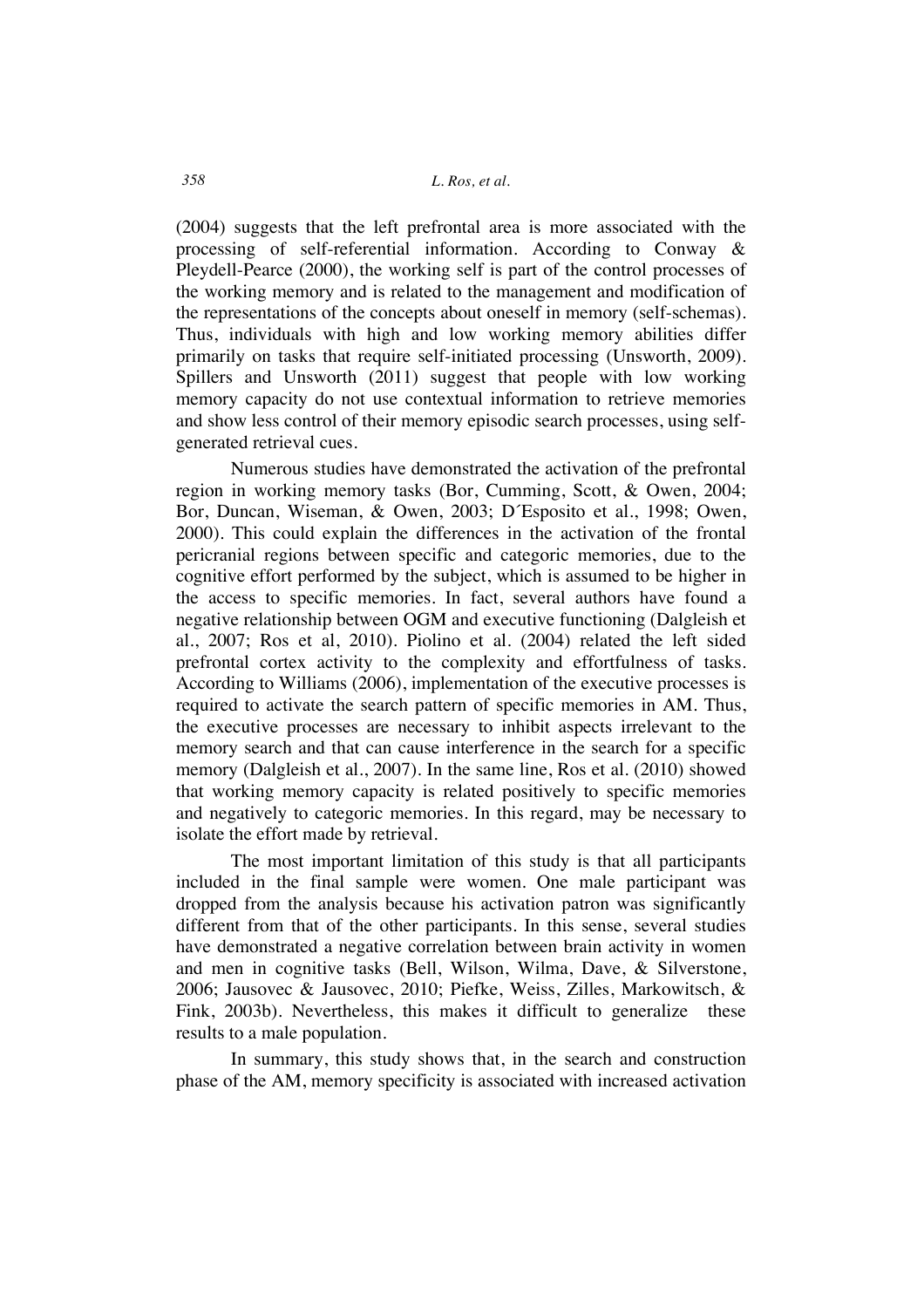(2004) suggests that the left prefrontal area is more associated with the processing of self-referential information. According to Conway & Pleydell-Pearce (2000), the working self is part of the control processes of the working memory and is related to the management and modification of the representations of the concepts about oneself in memory (self-schemas). Thus, individuals with high and low working memory abilities differ primarily on tasks that require self-initiated processing (Unsworth, 2009). Spillers and Unsworth (2011) suggest that people with low working memory capacity do not use contextual information to retrieve memories and show less control of their memory episodic search processes, using self-generated retrieval cues.

Numerous studies have demonstrated the activation of the prefrontal region in working memory tasks (Bor, Cumming, Scott, & Owen, 2004; Bor, Duncan, Wiseman, & Owen, 2003; D´Esposito et al., 1998; Owen, 2000). This could explain the differences in the activation of the frontal pericranial regions between specific and categoric memories, due to the cognitive effort performed by the subject, which is assumed to be higher in the access to specific memories. In fact, several authors have found a negative relationship between OGM and executive functioning (Dalgleish et al., 2007; Ros et al, 2010). Piolino et al. (2004) related the left sided prefrontal cortex activity to the complexity and effortfulness of tasks. According to Williams (2006), implementation of the executive processes is required to activate the search pattern of specific memories in AM. Thus, the executive processes are necessary to inhibit aspects irrelevant to the memory search and that can cause interference in the search for a specific memory (Dalgleish et al., 2007). In the same line, Ros et al. (2010) showed that working memory capacity is related positively to specific memories and negatively to categoric memories. In this regard, may be necessary to isolate the effort made by retrieval.

The most important limitation of this study is that all participants included in the final sample were women. One male participant was dropped from the analysis because his activation patron was significantly different from that of the other participants. In this sense, several studies have demonstrated a negative correlation between brain activity in women and men in cognitive tasks (Bell, Wilson, Wilma, Dave, & Silverstone, 2006; Jausovec & Jausovec, 2010; Piefke, Weiss, Zilles, Markowitsch, & Fink, 2003b). Nevertheless, this makes it difficult to generalize these results to a male population.

In summary, this study shows that, in the search and construction phase of the AM, memory specificity is associated with increased activation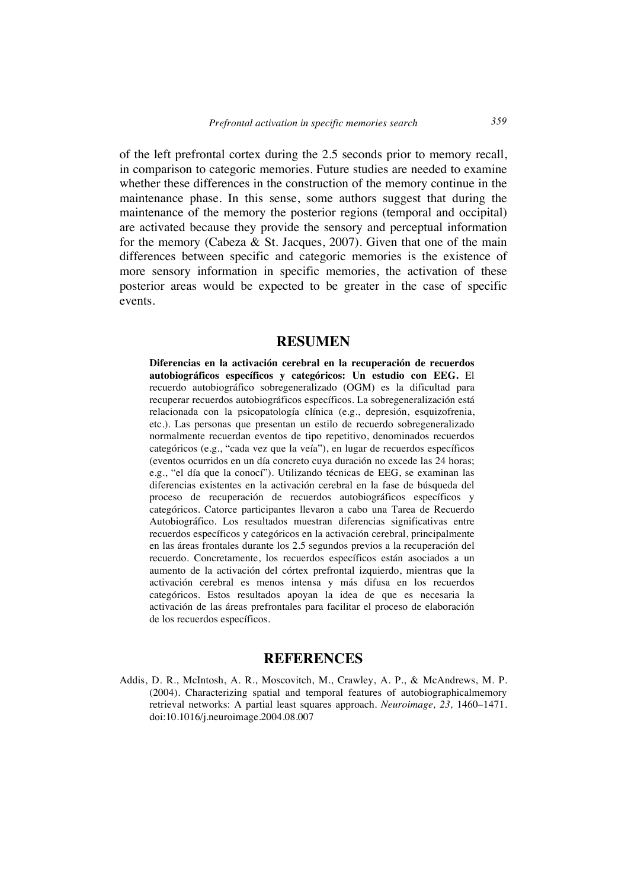of the left prefrontal cortex during the 2.5 seconds prior to memory recall, in comparison to categoric memories. Future studies are needed to examine whether these differences in the construction of the memory continue in the maintenance phase. In this sense, some authors suggest that during the maintenance of the memory the posterior regions (temporal and occipital) are activated because they provide the sensory and perceptual information for the memory (Cabeza & St. Jacques, 2007). Given that one of the main differences between specific and categoric memories is the existence of more sensory information in specific memories, the activation of these posterior areas would be expected to be greater in the case of specific events.

## RESUMEN

**Diferencias en la activación cerebral en la recuperación de recuerdos autobiográficos específicos y categóricos: Un estudio con EEG.** El recuerdo autobiográfico sobregeneralizado (OGM) es la dificultad para recuperar recuerdos autobiográficos específicos. La sobregeneralización está relacionada con la psicopatología clínica (e.g., depresión, esquizofrenia, etc.). Las personas que presentan un estilo de recuerdo sobregeneralizado normalmente recuerdan eventos de tipo repetitivo, denominados recuerdos categóricos (e.g., "cada vez que la veía"), en lugar de recuerdos específicos (eventos ocurridos en un día concreto cuya duración no excede las 24 horas; e.g., "el día que la conocí"). Utilizando técnicas de EEG, se examinan las diferencias existentes en la activación cerebral en la fase de búsqueda del proceso de recuperación de recuerdos autobiográficos específicos y categóricos. Catorce participantes llevaron a cabo una Tarea de Recuerdo Autobiográfico. Los resultados muestran diferencias significativas entre recuerdos específicos y categóricos en la activación cerebral, principalmente en las áreas frontales durante los 2.5 segundos previos a la recuperación del recuerdo. Concretamente, los recuerdos específicos están asociados a un aumento de la activación del córtex prefrontal izquierdo, mientras que la activación cerebral es menos intensa y más difusa en los recuerdos categóricos. Estos resultados apoyan la idea de que es necesaria la activación de las áreas prefrontales para facilitar el proceso de elaboración de los recuerdos específicos.

## REFERENCES

Addis, D. R., McIntosh, A. R., Moscovitch, M., Crawley, A. P., & McAndrews, M. P. (2004). Characterizing spatial and temporal features of autobiographicalmemory retrieval networks: A partial least squares approach. *Neuroimage, 23,* 1460–1471. doi:10.1016/j.neuroimage.2004.08.007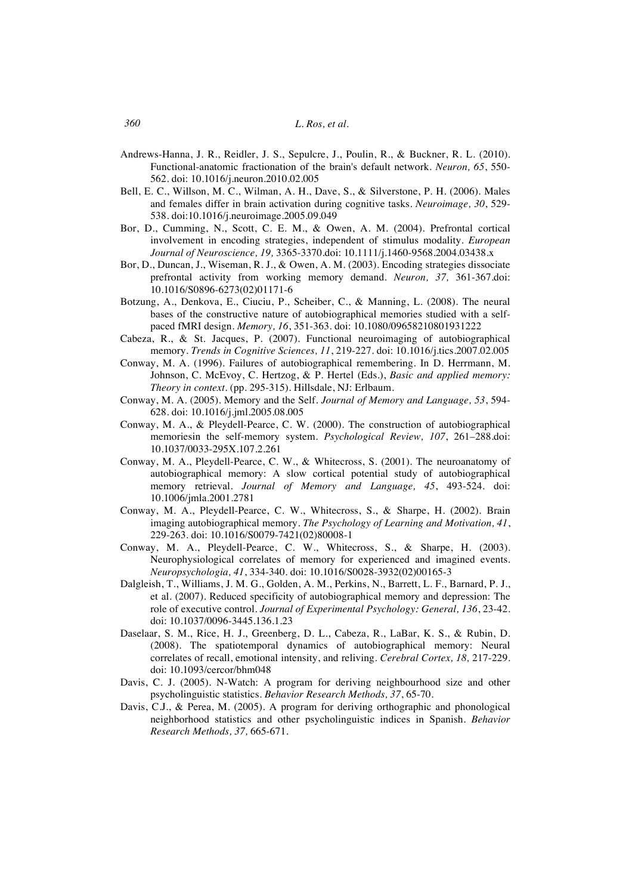Andrews-Hanna, J. R., Reidler, J. S., Sepulcre, J., Poulin, R., & Buckner, R. L. (2010). Functional-anatomic fractionation of the brain's default network. *Neuron, 65*, 550-562. doi: 10.1016/j.neuron.2010.02.005

Bell, E. C., Willson, M. C., Wilman, A. H., Dave, S., & Silverstone, P. H. (2006). Males and females differ in brain activation during cognitive tasks. *Neuroimage, 30*, 529-538. doi:10.1016/j.neuroimage.2005.09.049

Bor, D., Cumming, N., Scott, C. E. M., & Owen, A. M. (2004). Prefrontal cortical involvement in encoding strategies, independent of stimulus modality. *European Journal of Neuroscience, 19,* 3365-3370.doi: 10.1111/j.1460-9568.2004.03438.x

Bor, D., Duncan, J., Wiseman, R. J., & Owen, A. M. (2003). Encoding strategies dissociate prefrontal activity from working memory demand. *Neuron, 37,* 361-367.doi: 10.1016/S0896-6273(02)01171-6

Botzung, A., Denkova, E., Ciuciu, P., Scheiber, C., & Manning, L. (2008). The neural bases of the constructive nature of autobiographical memories studied with a self-paced fMRI design. *Memory, 16*, 351-363. doi: 10.1080/09658210801931222

Cabeza, R., & St. Jacques, P. (2007). Functional neuroimaging of autobiographical memory. *Trends in Cognitive Sciences, 11*, 219-227. doi: 10.1016/j.tics.2007.02.005

Conway, M. A. (1996). Failures of autobiographical remembering. In D. Herrmann, M. Johnson, C. McEvoy, C. Hertzog, & P. Hertel (Eds.), *Basic and applied memory: Theory in context*. (pp. 295-315). Hillsdale, NJ: Erlbaum.

Conway, M. A. (2005). Memory and the Self. *Journal of Memory and Language, 53*, 594-628. doi: 10.1016/j.jml.2005.08.005

Conway, M. A., & Pleydell-Pearce, C. W. (2000). The construction of autobiographical memoriesin the self-memory system. *Psychological Review, 107*, 261–288.doi: 10.1037/0033-295X.107.2.261

Conway, M. A., Pleydell-Pearce, C. W., & Whitecross, S. (2001). The neuroanatomy of autobiographical memory: A slow cortical potential study of autobiographical memory retrieval. *Journal of Memory and Language, 45*, 493-524. doi: 10.1006/jmla.2001.2781

Conway, M. A., Pleydell-Pearce, C. W., Whitecross, S., & Sharpe, H. (2002). Brain imaging autobiographical memory. *The Psychology of Learning and Motivation, 41*, 229-263. doi: 10.1016/S0079-7421(02)80008-1

Conway, M. A., Pleydell-Pearce, C. W., Whitecross, S., & Sharpe, H. (2003). Neurophysiological correlates of memory for experienced and imagined events. *Neuropsychologia, 41*, 334-340. doi: 10.1016/S0028-3932(02)00165-3

Dalgleish, T., Williams, J. M. G., Golden, A. M., Perkins, N., Barrett, L. F., Barnard, P. J., et al. (2007). Reduced specificity of autobiographical memory and depression: The role of executive control. *Journal of Experimental Psychology: General, 136*, 23-42. doi: 10.1037/0096-3445.136.1.23

Daselaar, S. M., Rice, H. J., Greenberg, D. L., Cabeza, R., LaBar, K. S., & Rubin, D. (2008). The spatiotemporal dynamics of autobiographical memory: Neural correlates of recall, emotional intensity, and reliving. *Cerebral Cortex, 18,* 217-229. doi: 10.1093/cercor/bhm048

Davis, C. J. (2005). N-Watch: A program for deriving neighbourhood size and other psycholinguistic statistics. *Behavior Research Methods, 37*, 65-70.

Davis, C.J., & Perea, M. (2005). A program for deriving orthographic and phonological neighborhood statistics and other psycholinguistic indices in Spanish. *Behavior Research Methods, 37,* 665-671.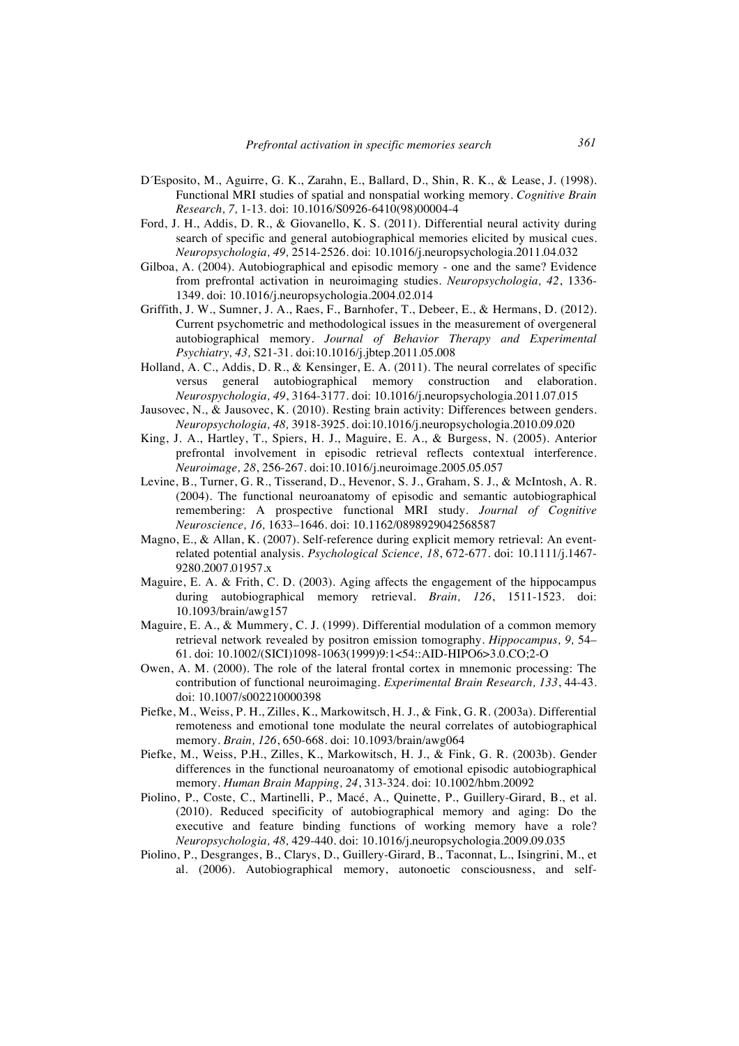D´Esposito, M., Aguirre, G. K., Zarahn, E., Ballard, D., Shin, R. K., & Lease, J. (1998). Functional MRI studies of spatial and nonspatial working memory. *Cognitive Brain Research, 7,* 1-13. doi: 10.1016/S0926-6410(98)00004-4

Ford, J. H., Addis, D. R., & Giovanello, K. S. (2011). Differential neural activity during search of specific and general autobiographical memories elicited by musical cues. *Neuropsychologia, 49,* 2514-2526. doi: 10.1016/j.neuropsychologia.2011.04.032

Gilboa, A. (2004). Autobiographical and episodic memory - one and the same? Evidence from prefrontal activation in neuroimaging studies. *Neuropsychologia, 42*, 1336-1349. doi: 10.1016/j.neuropsychologia.2004.02.014

Griffith, J. W., Sumner, J. A., Raes, F., Barnhofer, T., Debeer, E., & Hermans, D. (2012). Current psychometric and methodological issues in the measurement of overgeneral autobiographical memory. *Journal of Behavior Therapy and Experimental Psychiatry, 43,* S21-31. doi:10.1016/j.jbtep.2011.05.008

Holland, A. C., Addis, D. R., & Kensinger, E. A. (2011). The neural correlates of specific versus general autobiographical memory construction and elaboration. *Neurospychologia, 49*, 3164-3177. doi: 10.1016/j.neuropsychologia.2011.07.015

Jausovec, N., & Jausovec, K. (2010). Resting brain activity: Differences between genders. *Neuropsychologia, 48,* 3918-3925. doi:10.1016/j.neuropsychologia.2010.09.020

King, J. A., Hartley, T., Spiers, H. J., Maguire, E. A., & Burgess, N. (2005). Anterior prefrontal involvement in episodic retrieval reflects contextual interference. *Neuroimage, 28*, 256-267. doi:10.1016/j.neuroimage.2005.05.057

Levine, B., Turner, G. R., Tisserand, D., Hevenor, S. J., Graham, S. J., & McIntosh, A. R. (2004). The functional neuroanatomy of episodic and semantic autobiographical remembering: A prospective functional MRI study. *Journal of Cognitive Neuroscience, 16,* 1633–1646. doi: 10.1162/0898929042568587

Magno, E., & Allan, K. (2007). Self-reference during explicit memory retrieval: An event-related potential analysis. *Psychological Science, 18*, 672-677. doi: 10.1111/j.1467-9280.2007.01957.x

Maguire, E. A. & Frith, C. D. (2003). Aging affects the engagement of the hippocampus during autobiographical memory retrieval. *Brain, 126*, 1511-1523. doi: 10.1093/brain/awg157

Maguire, E. A., & Mummery, C. J. (1999). Differential modulation of a common memory retrieval network revealed by positron emission tomography. *Hippocampus, 9,* 54–61. doi: 10.1002/(SICI)1098-1063(1999)9:1<54::AID-HIPO6>3.0.CO;2-O

Owen, A. M. (2000). The role of the lateral frontal cortex in mnemonic processing: The contribution of functional neuroimaging. *Experimental Brain Research, 133*, 44-43. doi: 10.1007/s002210000398

Piefke, M., Weiss, P. H., Zilles, K., Markowitsch, H. J., & Fink, G. R. (2003a). Differential remoteness and emotional tone modulate the neural correlates of autobiographical memory. *Brain, 126*, 650-668. doi: 10.1093/brain/awg064

Piefke, M., Weiss, P.H., Zilles, K., Markowitsch, H. J., & Fink, G. R. (2003b). Gender differences in the functional neuroanatomy of emotional episodic autobiographical memory. *Human Brain Mapping, 24*, 313-324. doi: 10.1002/hbm.20092

Piolino, P., Coste, C., Martinelli, P., Macé, A., Quinette, P., Guillery-Girard, B., et al. (2010). Reduced specificity of autobiographical memory and aging: Do the executive and feature binding functions of working memory have a role? *Neuropsychologia, 48,* 429-440. doi: 10.1016/j.neuropsychologia.2009.09.035

Piolino, P., Desgranges, B., Clarys, D., Guillery-Girard, B., Taconnat, L., Isingrini, M., et al. (2006). Autobiographical memory, autonoetic consciousness, and self-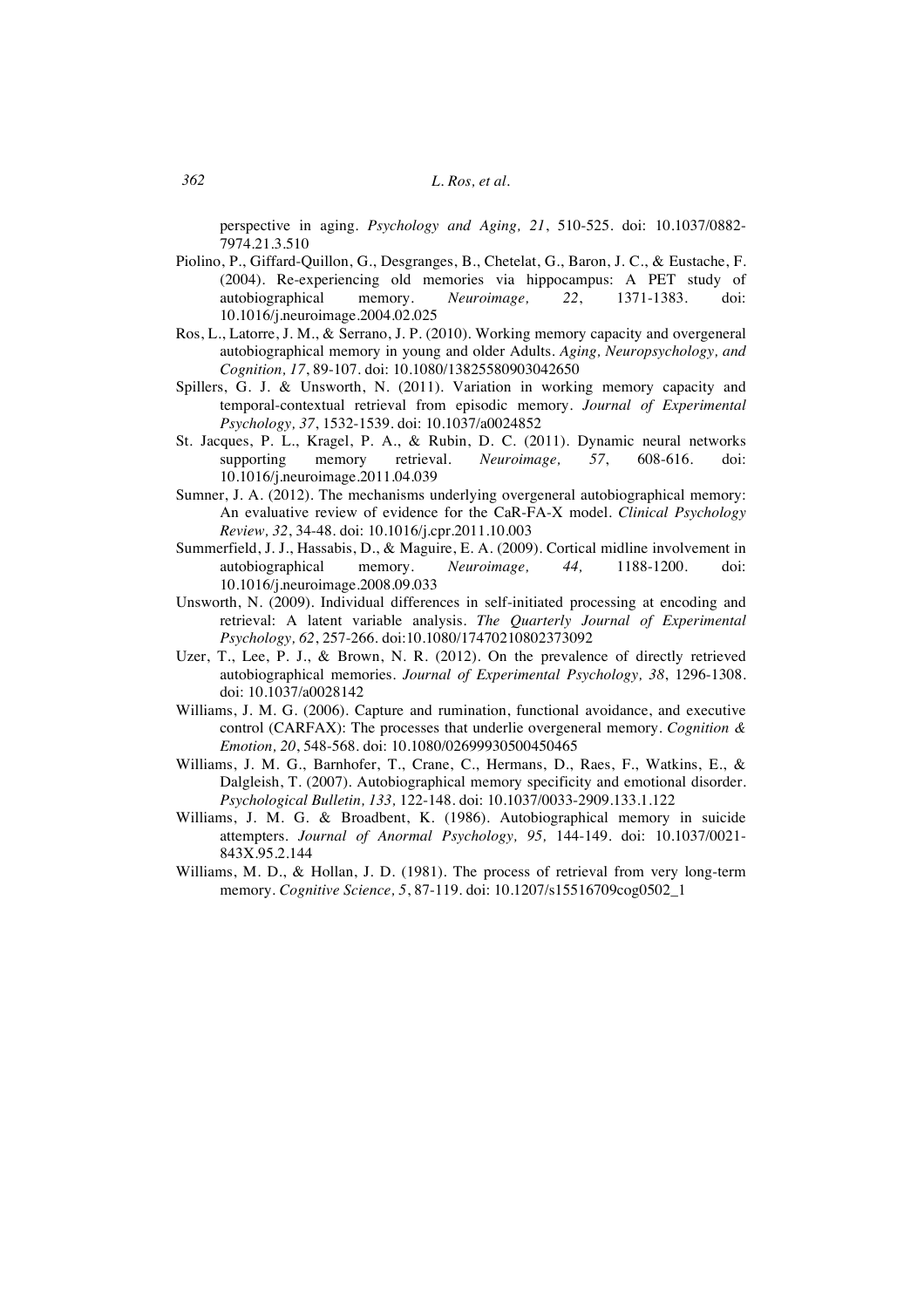perspective in aging. *Psychology and Aging, 21*, 510-525. doi: 10.1037/0882-7974.21.3.510

Piolino, P., Giffard-Quillon, G., Desgranges, B., Chetelat, G., Baron, J. C., & Eustache, F. (2004). Re-experiencing old memories via hippocampus: A PET study of autobiographical memory. *Neuroimage, 22*, 1371-1383. doi: 10.1016/j.neuroimage.2004.02.025

Ros, L., Latorre, J. M., & Serrano, J. P. (2010). Working memory capacity and overgeneral autobiographical memory in young and older Adults. *Aging, Neuropsychology, and Cognition, 17*, 89-107. doi: 10.1080/13825580903042650

Spillers, G. J. & Unsworth, N. (2011). Variation in working memory capacity and temporal-contextual retrieval from episodic memory. *Journal of Experimental Psychology, 37*, 1532-1539. doi: 10.1037/a0024852

St. Jacques, P. L., Kragel, P. A., & Rubin, D. C. (2011). Dynamic neural networks supporting memory retrieval. *Neuroimage, 57*, 608-616. doi: 10.1016/j.neuroimage.2011.04.039

Sumner, J. A. (2012). The mechanisms underlying overgeneral autobiographical memory: An evaluative review of evidence for the CaR-FA-X model. *Clinical Psychology Review, 32*, 34-48. doi: 10.1016/j.cpr.2011.10.003

Summerfield, J. J., Hassabis, D., & Maguire, E. A. (2009). Cortical midline involvement in autobiographical memory. *Neuroimage, 44,* 1188-1200. doi: 10.1016/j.neuroimage.2008.09.033

Unsworth, N. (2009). Individual differences in self-initiated processing at encoding and retrieval: A latent variable analysis. *The Quarterly Journal of Experimental Psychology, 62*, 257-266. doi:10.1080/17470210802373092

Uzer, T., Lee, P. J., & Brown, N. R. (2012). On the prevalence of directly retrieved autobiographical memories. *Journal of Experimental Psychology, 38*, 1296-1308. doi: 10.1037/a0028142

Williams, J. M. G. (2006). Capture and rumination, functional avoidance, and executive control (CARFAX): The processes that underlie overgeneral memory. *Cognition & Emotion, 20*, 548-568. doi: 10.1080/02699930500450465

Williams, J. M. G., Barnhofer, T., Crane, C., Hermans, D., Raes, F., Watkins, E., & Dalgleish, T. (2007). Autobiographical memory specificity and emotional disorder. *Psychological Bulletin, 133,* 122-148. doi: 10.1037/0033-2909.133.1.122

Williams, J. M. G. & Broadbent, K. (1986). Autobiographical memory in suicide attempters. *Journal of Anormal Psychology, 95,* 144-149. doi: 10.1037/0021-843X.95.2.144

Williams, M. D., & Hollan, J. D. (1981). The process of retrieval from very long-term memory. *Cognitive Science, 5*, 87-119. doi: 10.1207/s15516709cog0502_1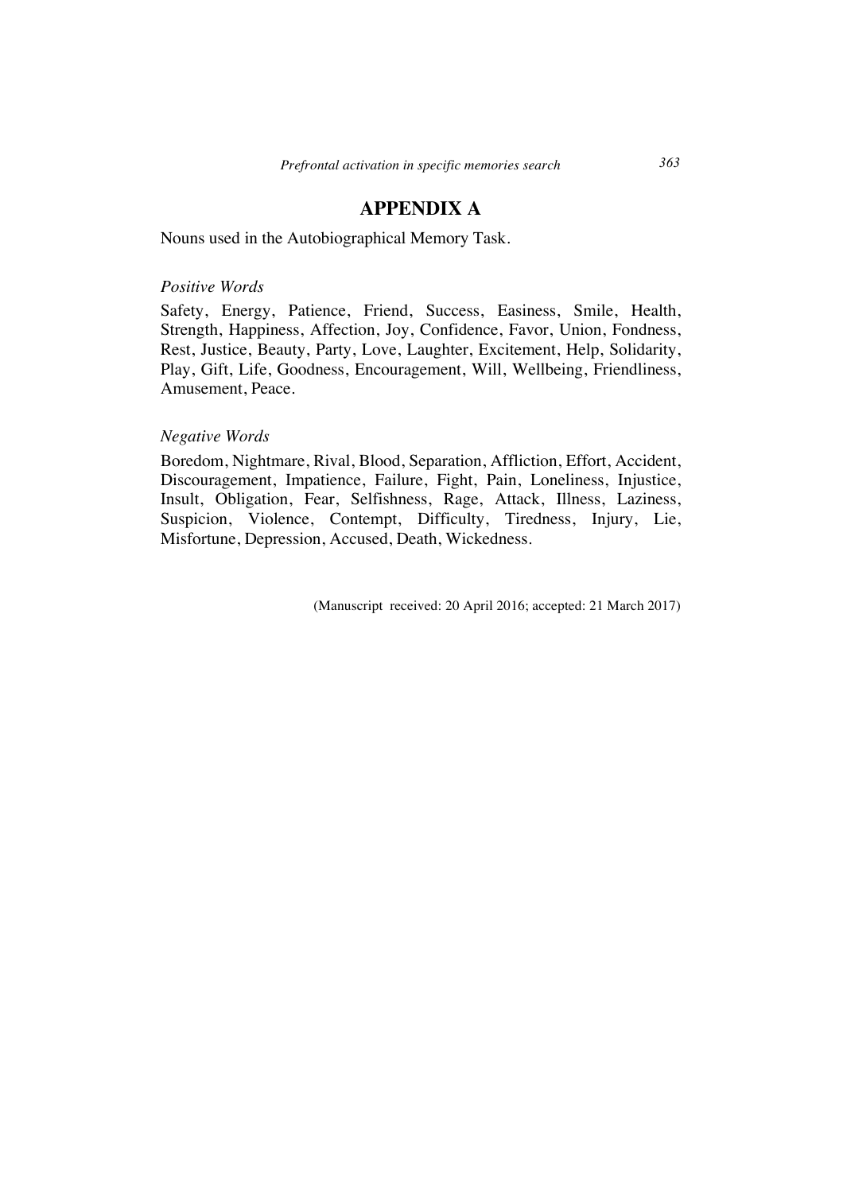## APPENDIX A

Nouns used in the Autobiographical Memory Task.

*Positive Words*

Safety, Energy, Patience, Friend, Success, Easiness, Smile, Health, Strength, Happiness, Affection, Joy, Confidence, Favor, Union, Fondness, Rest, Justice, Beauty, Party, Love, Laughter, Excitement, Help, Solidarity, Play, Gift, Life, Goodness, Encouragement, Will, Wellbeing, Friendliness, Amusement, Peace.

*Negative Words*

Boredom, Nightmare, Rival, Blood, Separation, Affliction, Effort, Accident, Discouragement, Impatience, Failure, Fight, Pain, Loneliness, Injustice, Insult, Obligation, Fear, Selfishness, Rage, Attack, Illness, Laziness, Suspicion, Violence, Contempt, Difficulty, Tiredness, Injury, Lie, Misfortune, Depression, Accused, Death, Wickedness.

(Manuscript received: 20 April 2016; accepted: 21 March 2017)